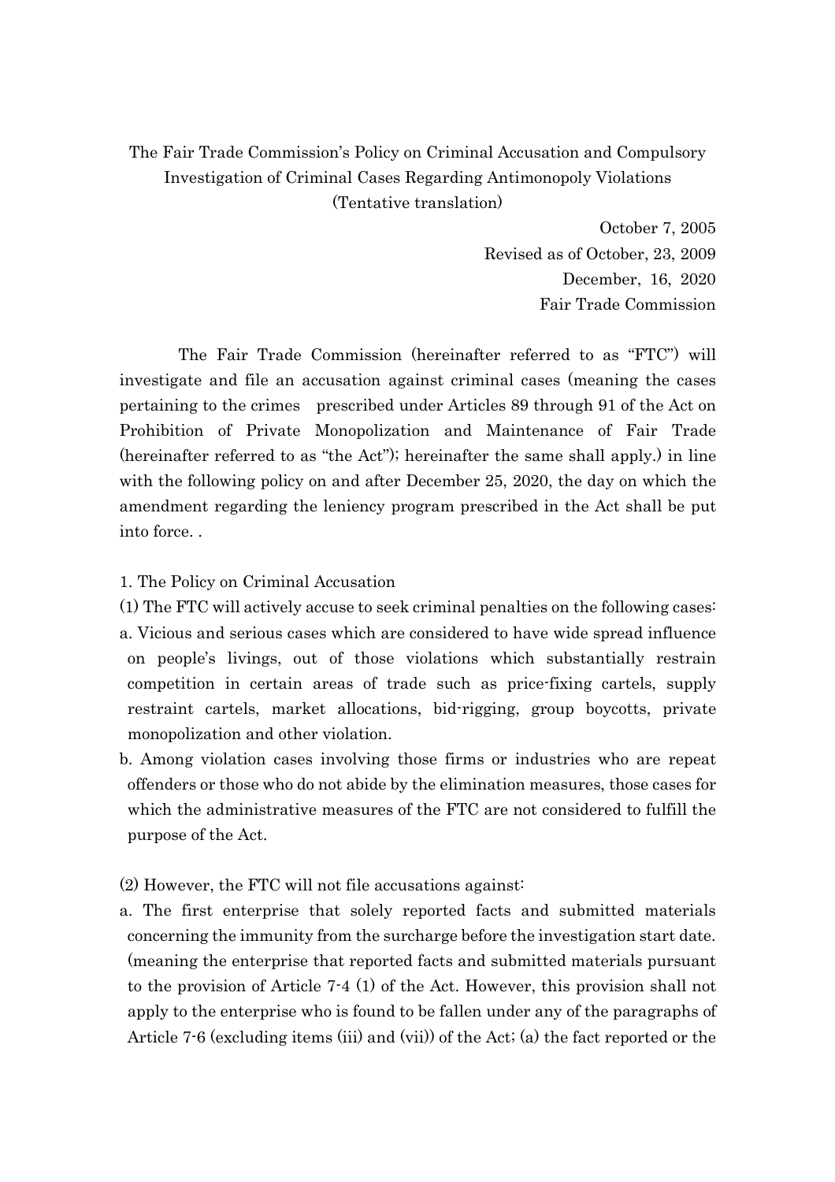The Fair Trade Commission's Policy on Criminal Accusation and Compulsory Investigation of Criminal Cases Regarding Antimonopoly Violations
(Tentative translation)

October 7, 2005
Revised as of October, 23, 2009
December, 16, 2020
Fair Trade Commission

The Fair Trade Commission (hereinafter referred to as "FTC") will investigate and file an accusation against criminal cases (meaning the cases pertaining to the crimes prescribed under Articles 89 through 91 of the Act on Prohibition of Private Monopolization and Maintenance of Fair Trade (hereinafter referred to as "the Act"); hereinafter the same shall apply.) in line with the following policy on and after December 25, 2020, the day on which the amendment regarding the leniency program prescribed in the Act shall be put into force. .

1. The Policy on Criminal Accusation

(1) The FTC will actively accuse to seek criminal penalties on the following cases:

a. Vicious and serious cases which are considered to have wide spread influence on people's livings, out of those violations which substantially restrain competition in certain areas of trade such as price-fixing cartels, supply restraint cartels, market allocations, bid-rigging, group boycotts, private monopolization and other violation.

b. Among violation cases involving those firms or industries who are repeat offenders or those who do not abide by the elimination measures, those cases for which the administrative measures of the FTC are not considered to fulfill the purpose of the Act.

(2) However, the FTC will not file accusations against:

a. The first enterprise that solely reported facts and submitted materials concerning the immunity from the surcharge before the investigation start date. (meaning the enterprise that reported facts and submitted materials pursuant to the provision of Article 7-4 (1) of the Act. However, this provision shall not apply to the enterprise who is found to be fallen under any of the paragraphs of Article 7-6 (excluding items (iii) and (vii)) of the Act; (a) the fact reported or the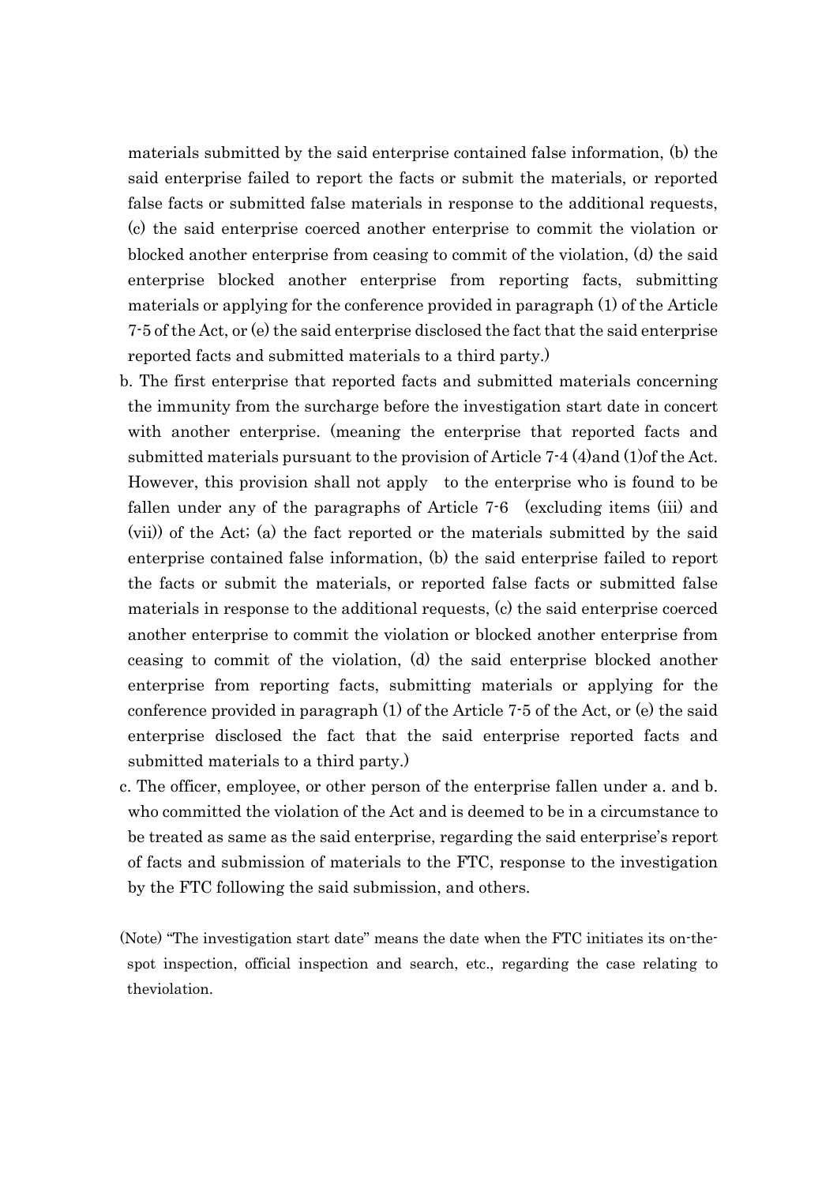materials submitted by the said enterprise contained false information, (b) the said enterprise failed to report the facts or submit the materials, or reported false facts or submitted false materials in response to the additional requests, (c) the said enterprise coerced another enterprise to commit the violation or blocked another enterprise from ceasing to commit of the violation, (d) the said enterprise blocked another enterprise from reporting facts, submitting materials or applying for the conference provided in paragraph (1) of the Article 7-5 of the Act, or (e) the said enterprise disclosed the fact that the said enterprise reported facts and submitted materials to a third party.)

b. The first enterprise that reported facts and submitted materials concerning the immunity from the surcharge before the investigation start date in concert with another enterprise. (meaning the enterprise that reported facts and submitted materials pursuant to the provision of Article 7-4 (4)and (1)of the Act. However, this provision shall not apply to the enterprise who is found to be fallen under any of the paragraphs of Article 7-6 (excluding items (iii) and (vii)) of the Act; (a) the fact reported or the materials submitted by the said enterprise contained false information, (b) the said enterprise failed to report the facts or submit the materials, or reported false facts or submitted false materials in response to the additional requests, (c) the said enterprise coerced another enterprise to commit the violation or blocked another enterprise from ceasing to commit of the violation, (d) the said enterprise blocked another enterprise from reporting facts, submitting materials or applying for the conference provided in paragraph (1) of the Article 7-5 of the Act, or (e) the said enterprise disclosed the fact that the said enterprise reported facts and submitted materials to a third party.)

c. The officer, employee, or other person of the enterprise fallen under a. and b. who committed the violation of the Act and is deemed to be in a circumstance to be treated as same as the said enterprise, regarding the said enterprise's report of facts and submission of materials to the FTC, response to the investigation by the FTC following the said submission, and others.

(Note) "The investigation start date" means the date when the FTC initiates its on-the-spot inspection, official inspection and search, etc., regarding the case relating to theviolation.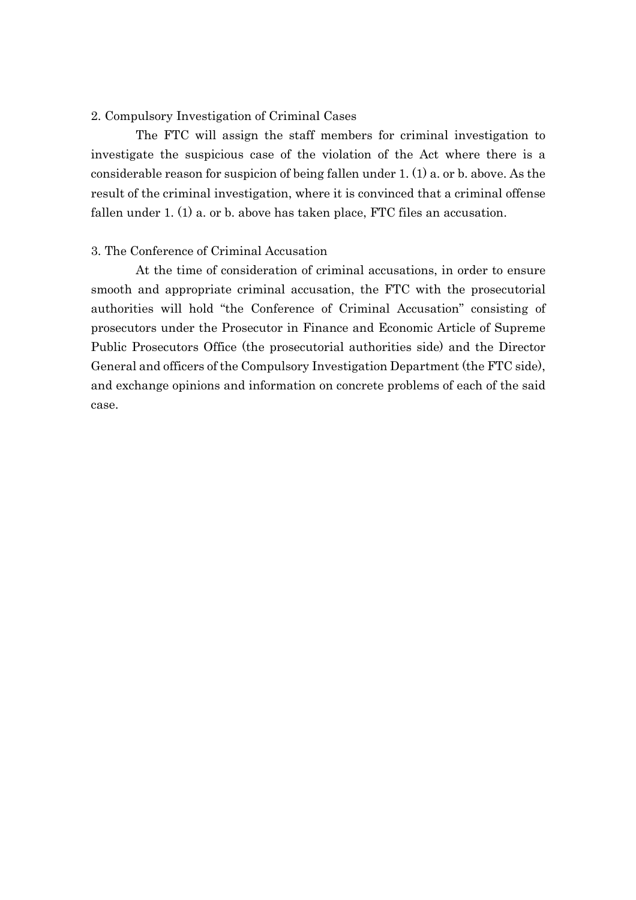## 2. Compulsory Investigation of Criminal Cases

The FTC will assign the staff members for criminal investigation to investigate the suspicious case of the violation of the Act where there is a considerable reason for suspicion of being fallen under 1. (1) a. or b. above. As the result of the criminal investigation, where it is convinced that a criminal offense fallen under 1. (1) a. or b. above has taken place, FTC files an accusation.

## 3. The Conference of Criminal Accusation

At the time of consideration of criminal accusations, in order to ensure smooth and appropriate criminal accusation, the FTC with the prosecutorial authorities will hold "the Conference of Criminal Accusation" consisting of prosecutors under the Prosecutor in Finance and Economic Article of Supreme Public Prosecutors Office (the prosecutorial authorities side) and the Director General and officers of the Compulsory Investigation Department (the FTC side), and exchange opinions and information on concrete problems of each of the said case.